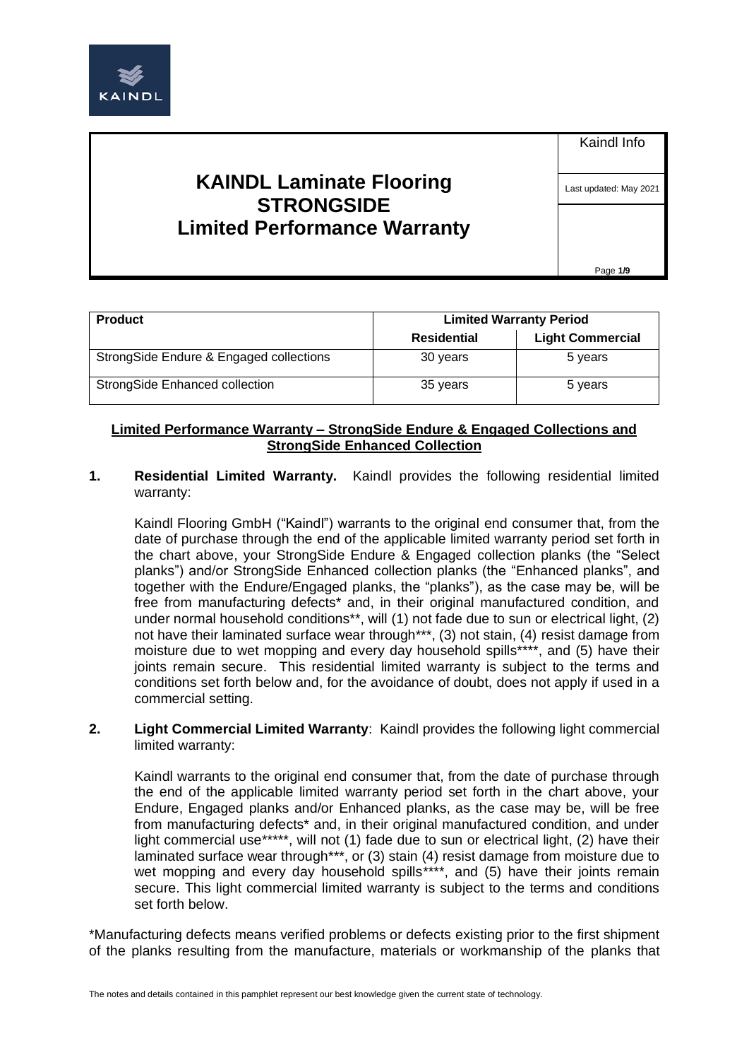# KAINDL Laminate Flooring STRONGSIDE Limited Performance Warranty

Kaindl Info

Last updated: May 2021

| Product | Limited Warranty Period | |
|---|---|---|
| | Residential | Light Commercial |
| StrongSide Endure & Engaged collections | 30 years | 5 years |
| StrongSide Enhanced collection | 35 years | 5 years |

**Limited Performance Warranty – StrongSide Endure & Engaged Collections and StrongSide Enhanced Collection**

**1. Residential Limited Warranty.** Kaindl provides the following residential limited warranty:

Kaindl Flooring GmbH ("Kaindl") warrants to the original end consumer that, from the date of purchase through the end of the applicable limited warranty period set forth in the chart above, your StrongSide Endure & Engaged collection planks (the "Select planks") and/or StrongSide Enhanced collection planks (the "Enhanced planks", and together with the Endure/Engaged planks, the "planks"), as the case may be, will be free from manufacturing defects* and, in their original manufactured condition, and under normal household conditions**, will (1) not fade due to sun or electrical light, (2) not have their laminated surface wear through***, (3) not stain, (4) resist damage from moisture due to wet mopping and every day household spills****, and (5) have their joints remain secure. This residential limited warranty is subject to the terms and conditions set forth below and, for the avoidance of doubt, does not apply if used in a commercial setting.

**2. Light Commercial Limited Warranty**: Kaindl provides the following light commercial limited warranty:

Kaindl warrants to the original end consumer that, from the date of purchase through the end of the applicable limited warranty period set forth in the chart above, your Endure, Engaged planks and/or Enhanced planks, as the case may be, will be free from manufacturing defects* and, in their original manufactured condition, and under light commercial use*****, will not (1) fade due to sun or electrical light, (2) have their laminated surface wear through***, or (3) stain (4) resist damage from moisture due to wet mopping and every day household spills****, and (5) have their joints remain secure. This light commercial limited warranty is subject to the terms and conditions set forth below.

*Manufacturing defects means verified problems or defects existing prior to the first shipment of the planks resulting from the manufacture, materials or workmanship of the planks that

The notes and details contained in this pamphlet represent our best knowledge given the current state of technology.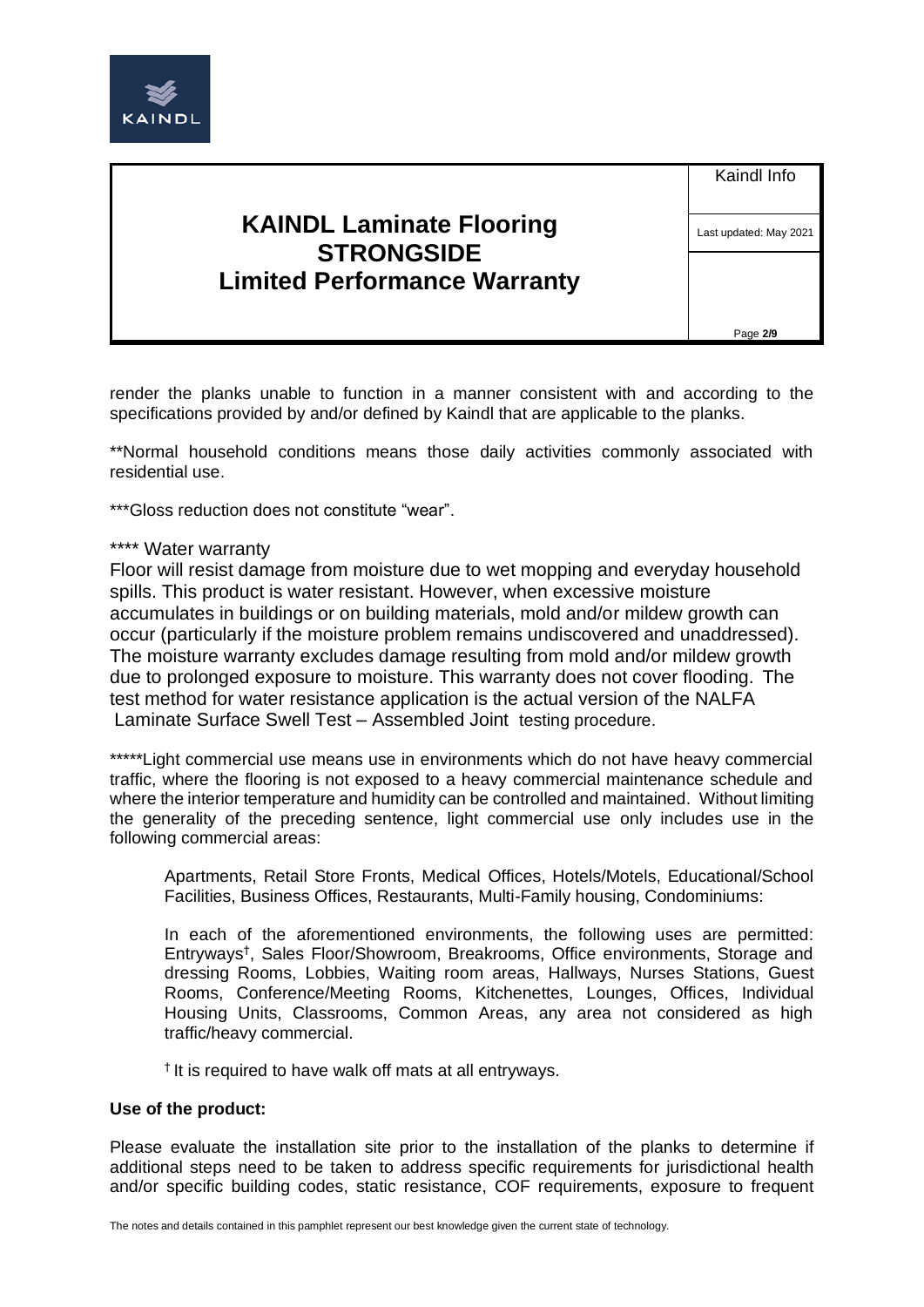render the planks unable to function in a manner consistent with and according to the specifications provided by and/or defined by Kaindl that are applicable to the planks.

**Normal household conditions means those daily activities commonly associated with residential use.

***Gloss reduction does not constitute "wear".

**** Water warranty

Floor will resist damage from moisture due to wet mopping and everyday household spills. This product is water resistant. However, when excessive moisture accumulates in buildings or on building materials, mold and/or mildew growth can occur (particularly if the moisture problem remains undiscovered and unaddressed). The moisture warranty excludes damage resulting from mold and/or mildew growth due to prolonged exposure to moisture. This warranty does not cover flooding. The test method for water resistance application is the actual version of the NALFA Laminate Surface Swell Test – Assembled Joint testing procedure.

*****Light commercial use means use in environments which do not have heavy commercial traffic, where the flooring is not exposed to a heavy commercial maintenance schedule and where the interior temperature and humidity can be controlled and maintained. Without limiting the generality of the preceding sentence, light commercial use only includes use in the following commercial areas:

> Apartments, Retail Store Fronts, Medical Offices, Hotels/Motels, Educational/School Facilities, Business Offices, Restaurants, Multi-Family housing, Condominiums:
>
> In each of the aforementioned environments, the following uses are permitted: Entryways†, Sales Floor/Showroom, Breakrooms, Office environments, Storage and dressing Rooms, Lobbies, Waiting room areas, Hallways, Nurses Stations, Guest Rooms, Conference/Meeting Rooms, Kitchenettes, Lounges, Offices, Individual Housing Units, Classrooms, Common Areas, any area not considered as high traffic/heavy commercial.
>
> † It is required to have walk off mats at all entryways.

**Use of the product:**

Please evaluate the installation site prior to the installation of the planks to determine if additional steps need to be taken to address specific requirements for jurisdictional health and/or specific building codes, static resistance, COF requirements, exposure to frequent

The notes and details contained in this pamphlet represent our best knowledge given the current state of technology.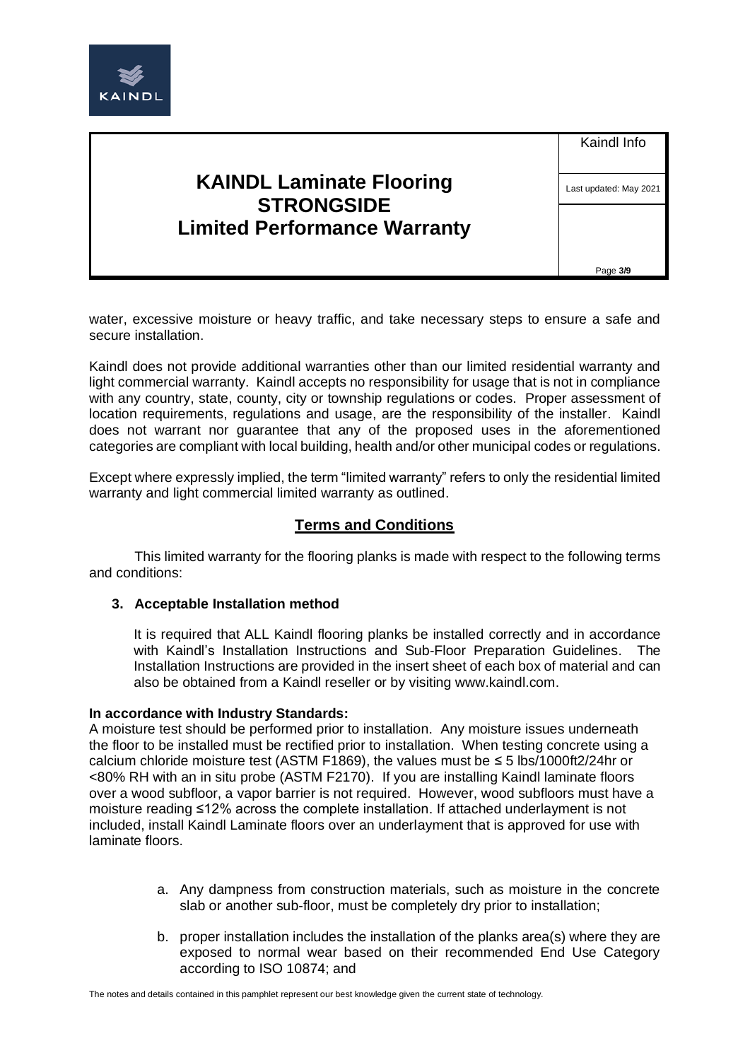water, excessive moisture or heavy traffic, and take necessary steps to ensure a safe and secure installation.

Kaindl does not provide additional warranties other than our limited residential warranty and light commercial warranty. Kaindl accepts no responsibility for usage that is not in compliance with any country, state, county, city or township regulations or codes. Proper assessment of location requirements, regulations and usage, are the responsibility of the installer. Kaindl does not warrant nor guarantee that any of the proposed uses in the aforementioned categories are compliant with local building, health and/or other municipal codes or regulations.

Except where expressly implied, the term "limited warranty" refers to only the residential limited warranty and light commercial limited warranty as outlined.

## Terms and Conditions

This limited warranty for the flooring planks is made with respect to the following terms and conditions:

**3. Acceptable Installation method**

It is required that ALL Kaindl flooring planks be installed correctly and in accordance with Kaindl's Installation Instructions and Sub-Floor Preparation Guidelines. The Installation Instructions are provided in the insert sheet of each box of material and can also be obtained from a Kaindl reseller or by visiting www.kaindl.com.

**In accordance with Industry Standards:**

A moisture test should be performed prior to installation. Any moisture issues underneath the floor to be installed must be rectified prior to installation. When testing concrete using a calcium chloride moisture test (ASTM F1869), the values must be ≤ 5 lbs/1000ft2/24hr or <80% RH with an in situ probe (ASTM F2170). If you are installing Kaindl laminate floors over a wood subfloor, a vapor barrier is not required. However, wood subfloors must have a moisture reading ≤12% across the complete installation. If attached underlayment is not included, install Kaindl Laminate floors over an underlayment that is approved for use with laminate floors.

a. Any dampness from construction materials, such as moisture in the concrete slab or another sub-floor, must be completely dry prior to installation;

b. proper installation includes the installation of the planks area(s) where they are exposed to normal wear based on their recommended End Use Category according to ISO 10874; and

The notes and details contained in this pamphlet represent our best knowledge given the current state of technology.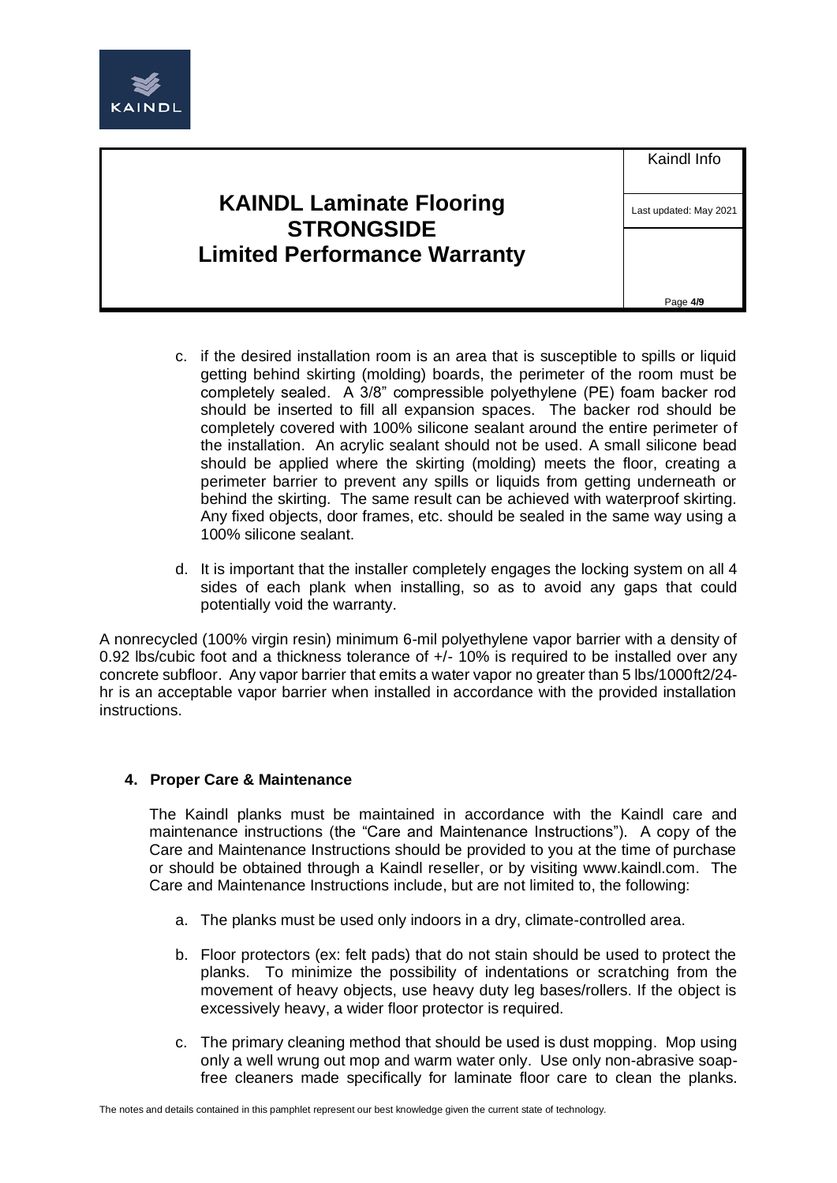c. if the desired installation room is an area that is susceptible to spills or liquid getting behind skirting (molding) boards, the perimeter of the room must be completely sealed. A 3/8" compressible polyethylene (PE) foam backer rod should be inserted to fill all expansion spaces. The backer rod should be completely covered with 100% silicone sealant around the entire perimeter of the installation. An acrylic sealant should not be used. A small silicone bead should be applied where the skirting (molding) meets the floor, creating a perimeter barrier to prevent any spills or liquids from getting underneath or behind the skirting. The same result can be achieved with waterproof skirting. Any fixed objects, door frames, etc. should be sealed in the same way using a 100% silicone sealant.

d. It is important that the installer completely engages the locking system on all 4 sides of each plank when installing, so as to avoid any gaps that could potentially void the warranty.

A nonrecycled (100% virgin resin) minimum 6-mil polyethylene vapor barrier with a density of 0.92 lbs/cubic foot and a thickness tolerance of +/- 10% is required to be installed over any concrete subfloor. Any vapor barrier that emits a water vapor no greater than 5 lbs/1000ft2/24-hr is an acceptable vapor barrier when installed in accordance with the provided installation instructions.

### 4. Proper Care & Maintenance

The Kaindl planks must be maintained in accordance with the Kaindl care and maintenance instructions (the "Care and Maintenance Instructions"). A copy of the Care and Maintenance Instructions should be provided to you at the time of purchase or should be obtained through a Kaindl reseller, or by visiting www.kaindl.com. The Care and Maintenance Instructions include, but are not limited to, the following:

a. The planks must be used only indoors in a dry, climate-controlled area.

b. Floor protectors (ex: felt pads) that do not stain should be used to protect the planks. To minimize the possibility of indentations or scratching from the movement of heavy objects, use heavy duty leg bases/rollers. If the object is excessively heavy, a wider floor protector is required.

c. The primary cleaning method that should be used is dust mopping. Mop using only a well wrung out mop and warm water only. Use only non-abrasive soap-free cleaners made specifically for laminate floor care to clean the planks.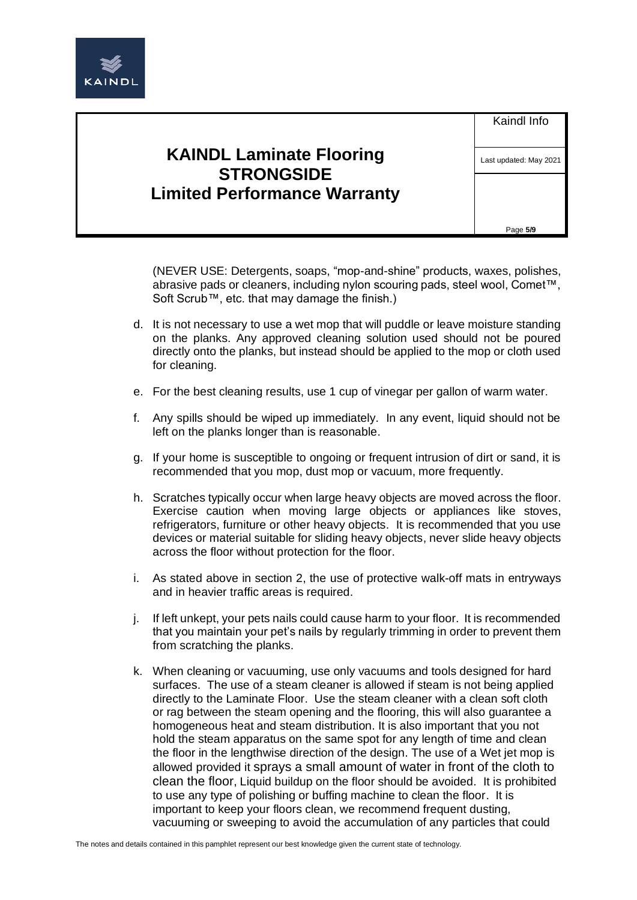(NEVER USE: Detergents, soaps, "mop-and-shine" products, waxes, polishes, abrasive pads or cleaners, including nylon scouring pads, steel wool, Comet™, Soft Scrub™, etc. that may damage the finish.)

d. It is not necessary to use a wet mop that will puddle or leave moisture standing on the planks. Any approved cleaning solution used should not be poured directly onto the planks, but instead should be applied to the mop or cloth used for cleaning.

e. For the best cleaning results, use 1 cup of vinegar per gallon of warm water.

f. Any spills should be wiped up immediately. In any event, liquid should not be left on the planks longer than is reasonable.

g. If your home is susceptible to ongoing or frequent intrusion of dirt or sand, it is recommended that you mop, dust mop or vacuum, more frequently.

h. Scratches typically occur when large heavy objects are moved across the floor. Exercise caution when moving large objects or appliances like stoves, refrigerators, furniture or other heavy objects. It is recommended that you use devices or material suitable for sliding heavy objects, never slide heavy objects across the floor without protection for the floor.

i. As stated above in section 2, the use of protective walk-off mats in entryways and in heavier traffic areas is required.

j. If left unkept, your pets nails could cause harm to your floor. It is recommended that you maintain your pet's nails by regularly trimming in order to prevent them from scratching the planks.

k. When cleaning or vacuuming, use only vacuums and tools designed for hard surfaces. The use of a steam cleaner is allowed if steam is not being applied directly to the Laminate Floor. Use the steam cleaner with a clean soft cloth or rag between the steam opening and the flooring, this will also guarantee a homogeneous heat and steam distribution. It is also important that you not hold the steam apparatus on the same spot for any length of time and clean the floor in the lengthwise direction of the design. The use of a Wet jet mop is allowed provided it sprays a small amount of water in front of the cloth to clean the floor, Liquid buildup on the floor should be avoided. It is prohibited to use any type of polishing or buffing machine to clean the floor. It is important to keep your floors clean, we recommend frequent dusting, vacuuming or sweeping to avoid the accumulation of any particles that could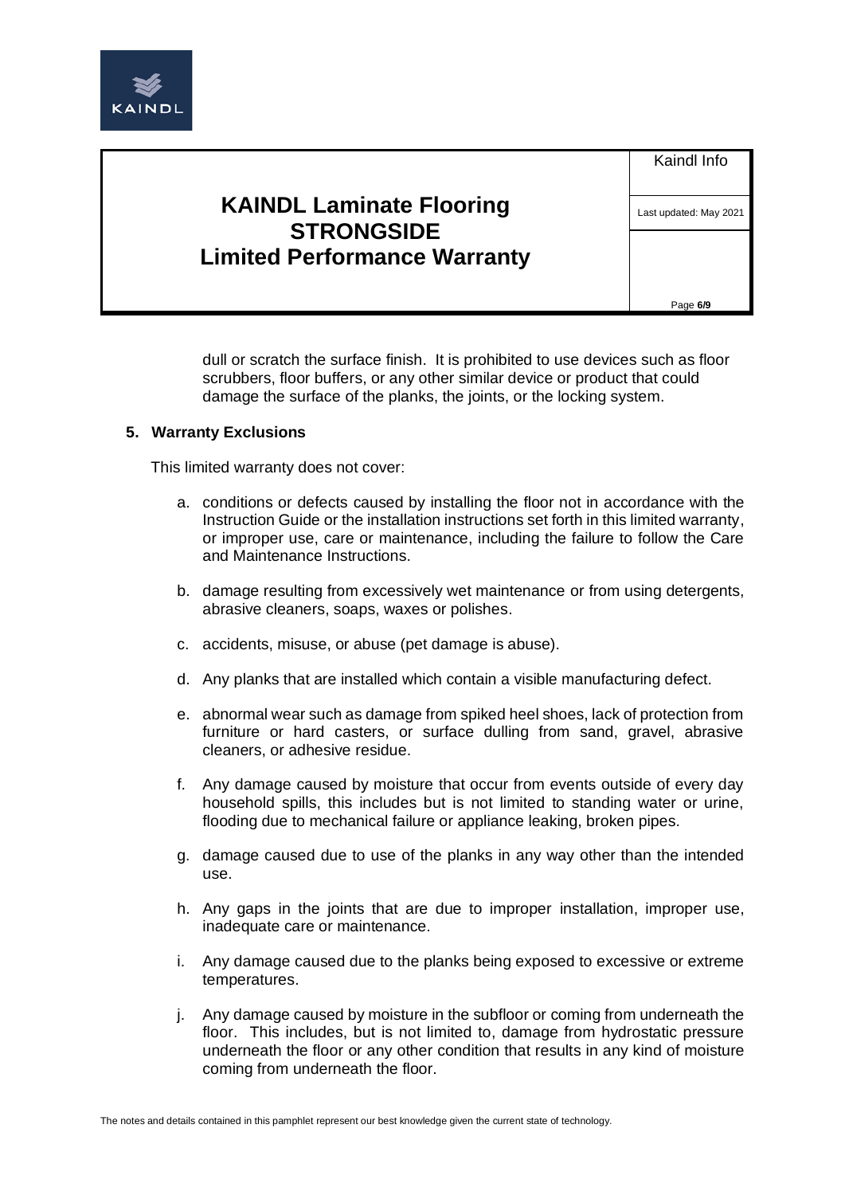dull or scratch the surface finish. It is prohibited to use devices such as floor scrubbers, floor buffers, or any other similar device or product that could damage the surface of the planks, the joints, or the locking system.

## 5. Warranty Exclusions

This limited warranty does not cover:

a. conditions or defects caused by installing the floor not in accordance with the Instruction Guide or the installation instructions set forth in this limited warranty, or improper use, care or maintenance, including the failure to follow the Care and Maintenance Instructions.

b. damage resulting from excessively wet maintenance or from using detergents, abrasive cleaners, soaps, waxes or polishes.

c. accidents, misuse, or abuse (pet damage is abuse).

d. Any planks that are installed which contain a visible manufacturing defect.

e. abnormal wear such as damage from spiked heel shoes, lack of protection from furniture or hard casters, or surface dulling from sand, gravel, abrasive cleaners, or adhesive residue.

f. Any damage caused by moisture that occur from events outside of every day household spills, this includes but is not limited to standing water or urine, flooding due to mechanical failure or appliance leaking, broken pipes.

g. damage caused due to use of the planks in any way other than the intended use.

h. Any gaps in the joints that are due to improper installation, improper use, inadequate care or maintenance.

i. Any damage caused due to the planks being exposed to excessive or extreme temperatures.

j. Any damage caused by moisture in the subfloor or coming from underneath the floor. This includes, but is not limited to, damage from hydrostatic pressure underneath the floor or any other condition that results in any kind of moisture coming from underneath the floor.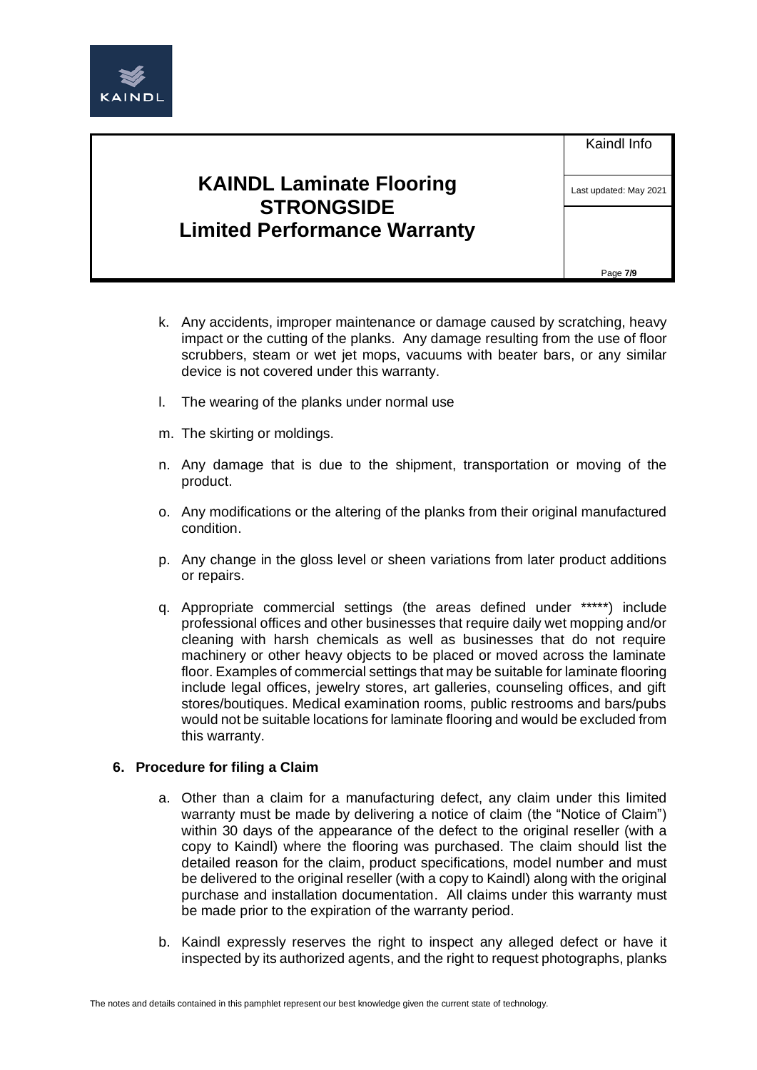k. Any accidents, improper maintenance or damage caused by scratching, heavy impact or the cutting of the planks. Any damage resulting from the use of floor scrubbers, steam or wet jet mops, vacuums with beater bars, or any similar device is not covered under this warranty.

l. The wearing of the planks under normal use

m. The skirting or moldings.

n. Any damage that is due to the shipment, transportation or moving of the product.

o. Any modifications or the altering of the planks from their original manufactured condition.

p. Any change in the gloss level or sheen variations from later product additions or repairs.

q. Appropriate commercial settings (the areas defined under *****) include professional offices and other businesses that require daily wet mopping and/or cleaning with harsh chemicals as well as businesses that do not require machinery or other heavy objects to be placed or moved across the laminate floor. Examples of commercial settings that may be suitable for laminate flooring include legal offices, jewelry stores, art galleries, counseling offices, and gift stores/boutiques. Medical examination rooms, public restrooms and bars/pubs would not be suitable locations for laminate flooring and would be excluded from this warranty.

## 6. Procedure for filing a Claim

a. Other than a claim for a manufacturing defect, any claim under this limited warranty must be made by delivering a notice of claim (the "Notice of Claim") within 30 days of the appearance of the defect to the original reseller (with a copy to Kaindl) where the flooring was purchased. The claim should list the detailed reason for the claim, product specifications, model number and must be delivered to the original reseller (with a copy to Kaindl) along with the original purchase and installation documentation. All claims under this warranty must be made prior to the expiration of the warranty period.

b. Kaindl expressly reserves the right to inspect any alleged defect or have it inspected by its authorized agents, and the right to request photographs, planks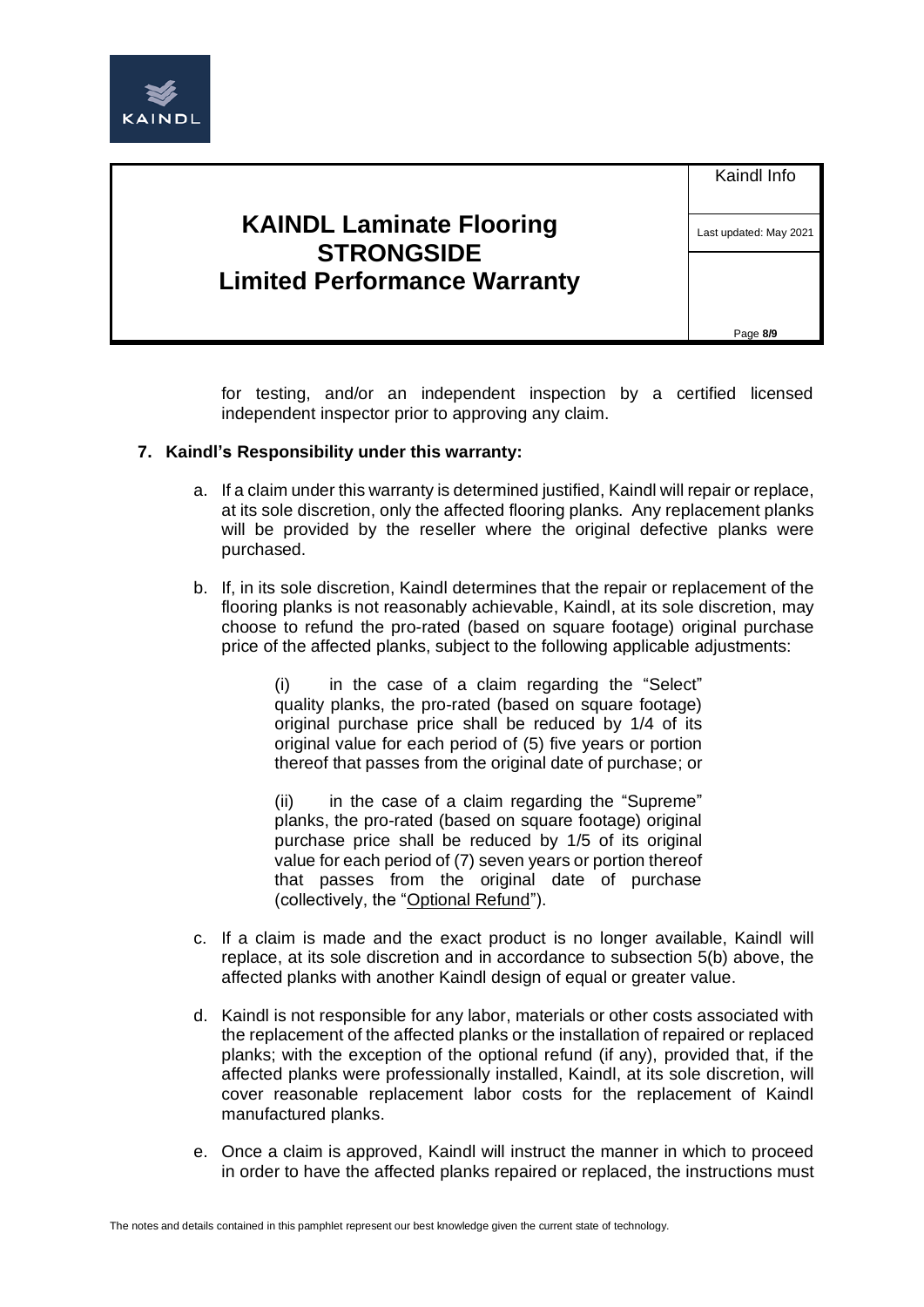for testing, and/or an independent inspection by a certified licensed independent inspector prior to approving any claim.

**7. Kaindl's Responsibility under this warranty:**

a. If a claim under this warranty is determined justified, Kaindl will repair or replace, at its sole discretion, only the affected flooring planks. Any replacement planks will be provided by the reseller where the original defective planks were purchased.

b. If, in its sole discretion, Kaindl determines that the repair or replacement of the flooring planks is not reasonably achievable, Kaindl, at its sole discretion, may choose to refund the pro-rated (based on square footage) original purchase price of the affected planks, subject to the following applicable adjustments:

   (i) in the case of a claim regarding the "Select" quality planks, the pro-rated (based on square footage) original purchase price shall be reduced by 1/4 of its original value for each period of (5) five years or portion thereof that passes from the original date of purchase; or

   (ii) in the case of a claim regarding the "Supreme" planks, the pro-rated (based on square footage) original purchase price shall be reduced by 1/5 of its original value for each period of (7) seven years or portion thereof that passes from the original date of purchase (collectively, the "Optional Refund").

c. If a claim is made and the exact product is no longer available, Kaindl will replace, at its sole discretion and in accordance with subsection 5(b) above, the affected planks with another Kaindl design of equal or greater value.

d. Kaindl is not responsible for any labor, materials or other costs associated with the replacement of the affected planks or the installation of repaired or replaced planks; with the exception of the optional refund (if any), provided that, if the affected planks were professionally installed, Kaindl, at its sole discretion, will cover reasonable replacement labor costs for the replacement of Kaindl manufactured planks.

e. Once a claim is approved, Kaindl will instruct the manner in which to proceed in order to have the affected planks repaired or replaced, the instructions must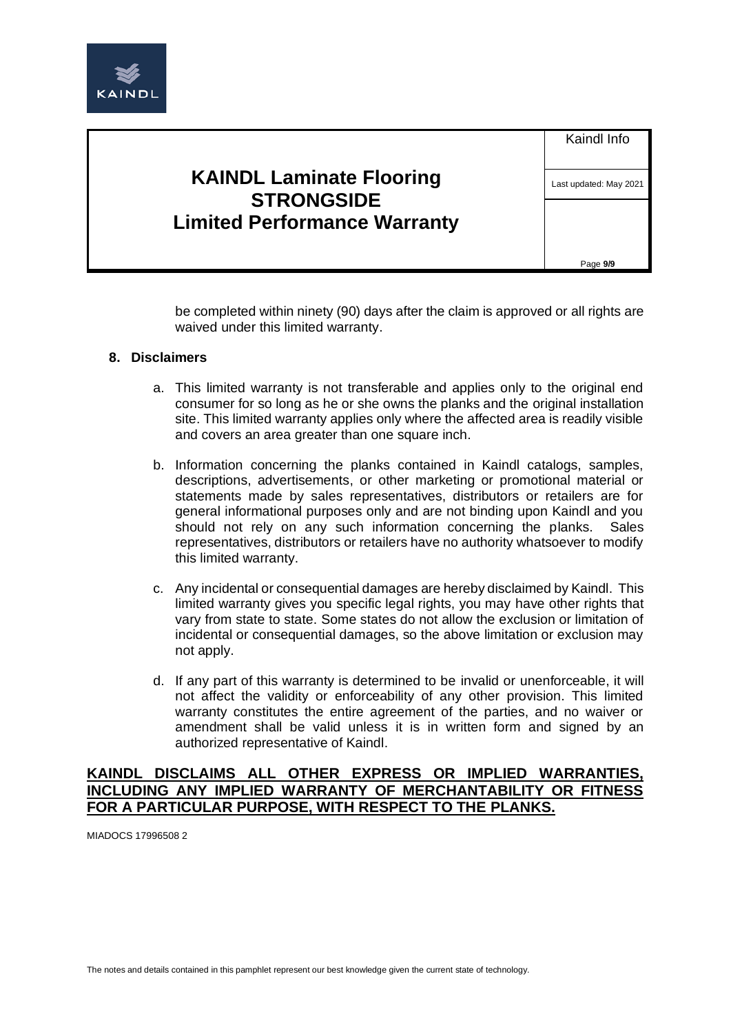be completed within ninety (90) days after the claim is approved or all rights are waived under this limited warranty.

## 8. Disclaimers

a. This limited warranty is not transferable and applies only to the original end consumer for so long as he or she owns the planks and the original installation site. This limited warranty applies only where the affected area is readily visible and covers an area greater than one square inch.

b. Information concerning the planks contained in Kaindl catalogs, samples, descriptions, advertisements, or other marketing or promotional material or statements made by sales representatives, distributors or retailers are for general informational purposes only and are not binding upon Kaindl and you should not rely on any such information concerning the planks. Sales representatives, distributors or retailers have no authority whatsoever to modify this limited warranty.

c. Any incidental or consequential damages are hereby disclaimed by Kaindl. This limited warranty gives you specific legal rights, you may have other rights that vary from state to state. Some states do not allow the exclusion or limitation of incidental or consequential damages, so the above limitation or exclusion may not apply.

d. If any part of this warranty is determined to be invalid or unenforceable, it will not affect the validity or enforceability of any other provision. This limited warranty constitutes the entire agreement of the parties, and no waiver or amendment shall be valid unless it is in written form and signed by an authorized representative of Kaindl.

**KAINDL DISCLAIMS ALL OTHER EXPRESS OR IMPLIED WARRANTIES, INCLUDING ANY IMPLIED WARRANTY OF MERCHANTABILITY OR FITNESS FOR A PARTICULAR PURPOSE, WITH RESPECT TO THE PLANKS.**

MIADOCS 17996508 2